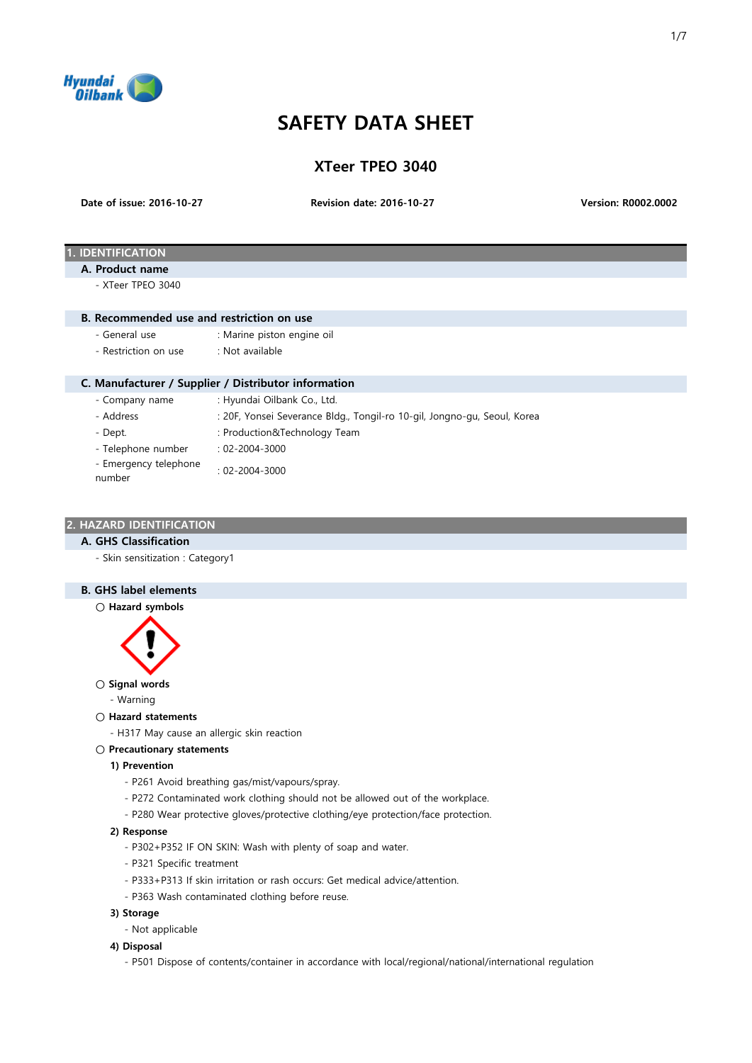# SAFETY DATA SHEET

## XTeer TPEO 3040

**Date of issue: 2016-10-27** **Revision date: 2016-10-27** **Version: R0002.0002**

## 1. IDENTIFICATION

### A. Product name

- XTeer TPEO 3040

### B. Recommended use and restriction on use

- General use : Marine piston engine oil
- Restriction on use : Not available

### C. Manufacturer / Supplier / Distributor information

- Company name : Hyundai Oilbank Co., Ltd.
- Address : 20F, Yonsei Severance Bldg., Tongil-ro 10-gil, Jongno-gu, Seoul, Korea
- Dept. : Production&Technology Team
- Telephone number : 02-2004-3000
- Emergency telephone number : 02-2004-3000

## 2. HAZARD IDENTIFICATION

### A. GHS Classification

- Skin sensitization : Category1

### B. GHS label elements

○ **Hazard symbols**

○ **Signal words**

- Warning

○ **Hazard statements**

- H317 May cause an allergic skin reaction

○ **Precautionary statements**

**1) Prevention**

- P261 Avoid breathing gas/mist/vapours/spray.
- P272 Contaminated work clothing should not be allowed out of the workplace.
- P280 Wear protective gloves/protective clothing/eye protection/face protection.

**2) Response**

- P302+P352 IF ON SKIN: Wash with plenty of soap and water.
- P321 Specific treatment
- P333+P313 If skin irritation or rash occurs: Get medical advice/attention.
- P363 Wash contaminated clothing before reuse.

**3) Storage**

- Not applicable

**4) Disposal**

- P501 Dispose of contents/container in accordance with local/regional/national/international regulation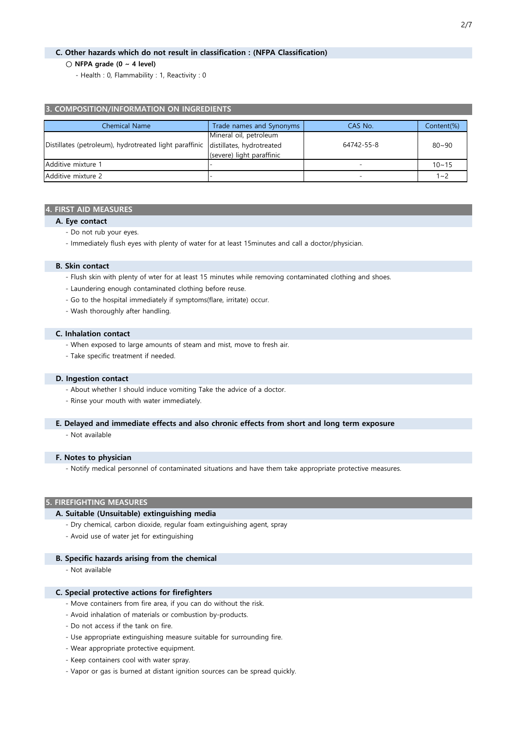### C. Other hazards which do not result in classification : (NFPA Classification)

○ **NFPA grade (0 ~ 4 level)**

- Health : 0, Flammability : 1, Reactivity : 0

## 3. COMPOSITION/INFORMATION ON INGREDIENTS

| Chemical Name | Trade names and Synonyms | CAS No. | Content(%) |
|---|---|---|---|
| Distillates (petroleum), hydrotreated light paraffinic | Mineral oil, petroleum distillates, hydrotreated (severe) light paraffinic | 64742-55-8 | 80~90 |
| Additive mixture 1 | - | - | 10~15 |
| Additive mixture 2 | - | - | 1~2 |

## 4. FIRST AID MEASURES

### A. Eye contact

- Do not rub your eyes.
- Immediately flush eyes with plenty of water for at least 15minutes and call a doctor/physician.

### B. Skin contact

- Flush skin with plenty of wter for at least 15 minutes while removing contaminated clothing and shoes.
- Laundering enough contaminated clothing before reuse.
- Go to the hospital immediately if symptoms(flare, irritate) occur.
- Wash thoroughly after handling.

### C. Inhalation contact

- When exposed to large amounts of steam and mist, move to fresh air.
- Take specific treatment if needed.

### D. Ingestion contact

- About whether I should induce vomiting Take the advice of a doctor.
- Rinse your mouth with water immediately.

### E. Delayed and immediate effects and also chronic effects from short and long term exposure

- Not available

### F. Notes to physician

- Notify medical personnel of contaminated situations and have them take appropriate protective measures.

## 5. FIREFIGHTING MEASURES

### A. Suitable (Unsuitable) extinguishing media

- Dry chemical, carbon dioxide, regular foam extinguishing agent, spray
- Avoid use of water jet for extinguishing

### B. Specific hazards arising from the chemical

- Not available

### C. Special protective actions for firefighters

- Move containers from fire area, if you can do without the risk.
- Avoid inhalation of materials or combustion by-products.
- Do not access if the tank on fire.
- Use appropriate extinguishing measure suitable for surrounding fire.
- Wear appropriate protective equipment.
- Keep containers cool with water spray.
- Vapor or gas is burned at distant ignition sources can be spread quickly.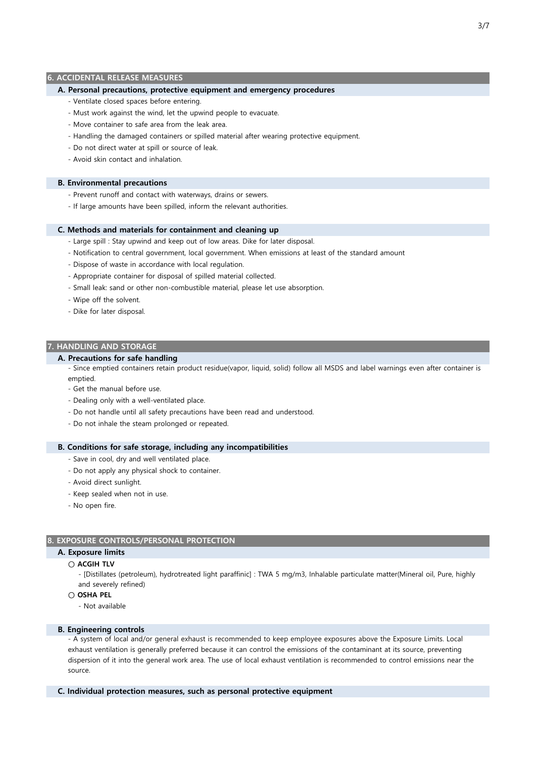## 6. ACCIDENTAL RELEASE MEASURES

### A. Personal precautions, protective equipment and emergency procedures

- Ventilate closed spaces before entering.
- Must work against the wind, let the upwind people to evacuate.
- Move container to safe area from the leak area.
- Handling the damaged containers or spilled material after wearing protective equipment.
- Do not direct water at spill or source of leak.
- Avoid skin contact and inhalation.

### B. Environmental precautions

- Prevent runoff and contact with waterways, drains or sewers.
- If large amounts have been spilled, inform the relevant authorities.

### C. Methods and materials for containment and cleaning up

- Large spill : Stay upwind and keep out of low areas. Dike for later disposal.
- Notification to central government, local government. When emissions at least of the standard amount
- Dispose of waste in accordance with local regulation.
- Appropriate container for disposal of spilled material collected.
- Small leak: sand or other non-combustible material, please let use absorption.
- Wipe off the solvent.
- Dike for later disposal.

## 7. HANDLING AND STORAGE

### A. Precautions for safe handling

- Since emptied containers retain product residue(vapor, liquid, solid) follow all MSDS and label warnings even after container is emptied.
- Get the manual before use.
- Dealing only with a well-ventilated place.
- Do not handle until all safety precautions have been read and understood.
- Do not inhale the steam prolonged or repeated.

### B. Conditions for safe storage, including any incompatibilities

- Save in cool, dry and well ventilated place.
- Do not apply any physical shock to container.
- Avoid direct sunlight.
- Keep sealed when not in use.
- No open fire.

## 8. EXPOSURE CONTROLS/PERSONAL PROTECTION

### A. Exposure limits

○ **ACGIH TLV**

- [Distillates (petroleum), hydrotreated light paraffinic] : TWA 5 mg/m3, Inhalable particulate matter(Mineral oil, Pure, highly and severely refined)

○ **OSHA PEL**

- Not available

### B. Engineering controls

- A system of local and/or general exhaust is recommended to keep employee exposures above the Exposure Limits. Local exhaust ventilation is generally preferred because it can control the emissions of the contaminant at its source, preventing dispersion of it into the general work area. The use of local exhaust ventilation is recommended to control emissions near the source.

### C. Individual protection measures, such as personal protective equipment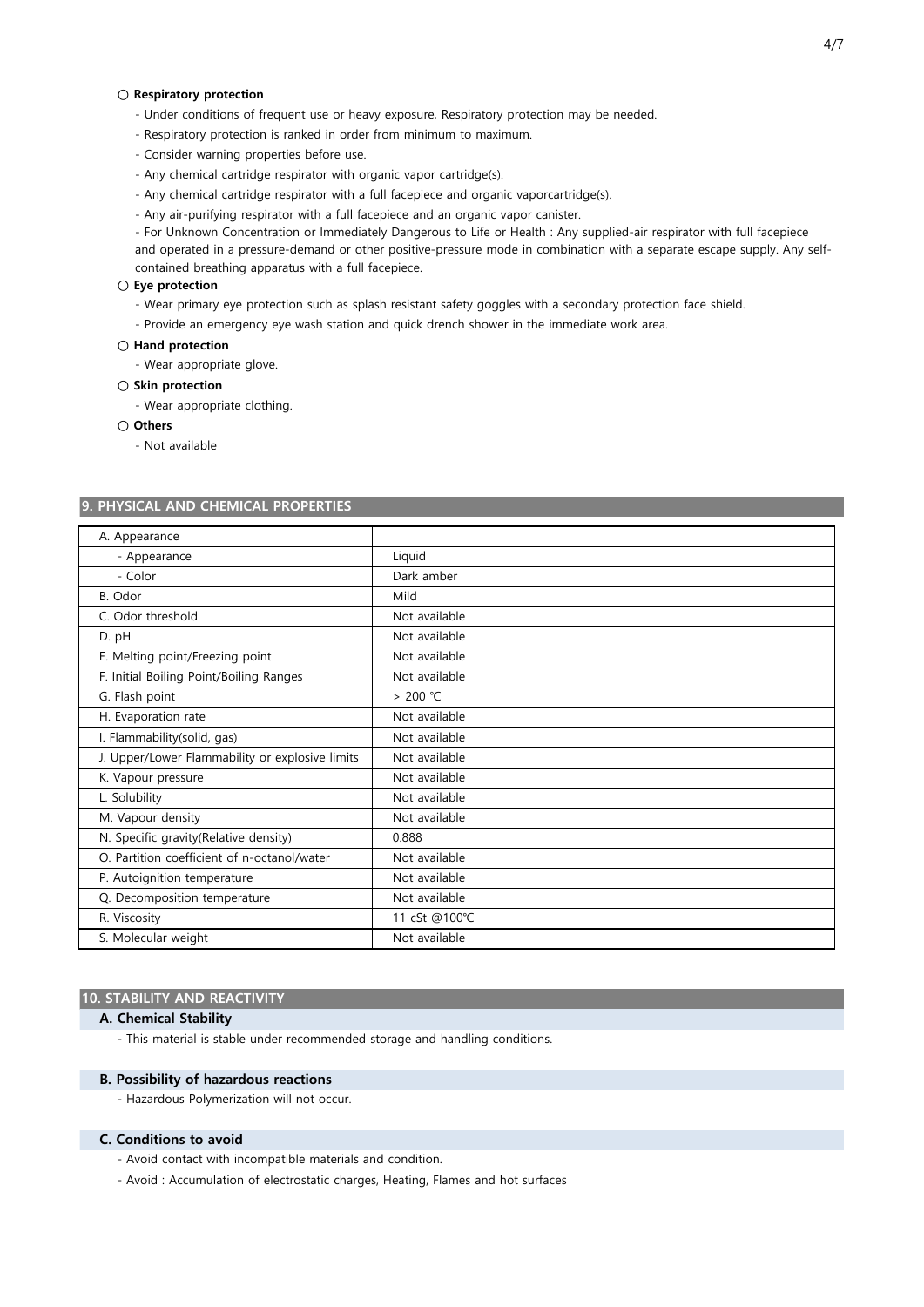○ **Respiratory protection**

- Under conditions of frequent use or heavy exposure, Respiratory protection may be needed.
- Respiratory protection is ranked in order from minimum to maximum.
- Consider warning properties before use.
- Any chemical cartridge respirator with organic vapor cartridge(s).
- Any chemical cartridge respirator with a full facepiece and organic vaporcartridge(s).
- Any air-purifying respirator with a full facepiece and an organic vapor canister.
- For Unknown Concentration or Immediately Dangerous to Life or Health : Any supplied-air respirator with full facepiece and operated in a pressure-demand or other positive-pressure mode in combination with a separate escape supply. Any self-contained breathing apparatus with a full facepiece.

○ **Eye protection**

- Wear primary eye protection such as splash resistant safety goggles with a secondary protection face shield.
- Provide an emergency eye wash station and quick drench shower in the immediate work area.

○ **Hand protection**

- Wear appropriate glove.

○ **Skin protection**

- Wear appropriate clothing.

○ **Others**

- Not available

## 9. PHYSICAL AND CHEMICAL PROPERTIES

| A. Appearance | |
|---|---|
| - Appearance | Liquid |
| - Color | Dark amber |
| B. Odor | Mild |
| C. Odor threshold | Not available |
| D. pH | Not available |
| E. Melting point/Freezing point | Not available |
| F. Initial Boiling Point/Boiling Ranges | Not available |
| G. Flash point | > 200 ℃ |
| H. Evaporation rate | Not available |
| I. Flammability(solid, gas) | Not available |
| J. Upper/Lower Flammability or explosive limits | Not available |
| K. Vapour pressure | Not available |
| L. Solubility | Not available |
| M. Vapour density | Not available |
| N. Specific gravity(Relative density) | 0.888 |
| O. Partition coefficient of n-octanol/water | Not available |
| P. Autoignition temperature | Not available |
| Q. Decomposition temperature | Not available |
| R. Viscosity | 11 cSt @100℃ |
| S. Molecular weight | Not available |

## 10. STABILITY AND REACTIVITY

### A. Chemical Stability

- This material is stable under recommended storage and handling conditions.

### B. Possibility of hazardous reactions

- Hazardous Polymerization will not occur.

### C. Conditions to avoid

- Avoid contact with incompatible materials and condition.
- Avoid : Accumulation of electrostatic charges, Heating, Flames and hot surfaces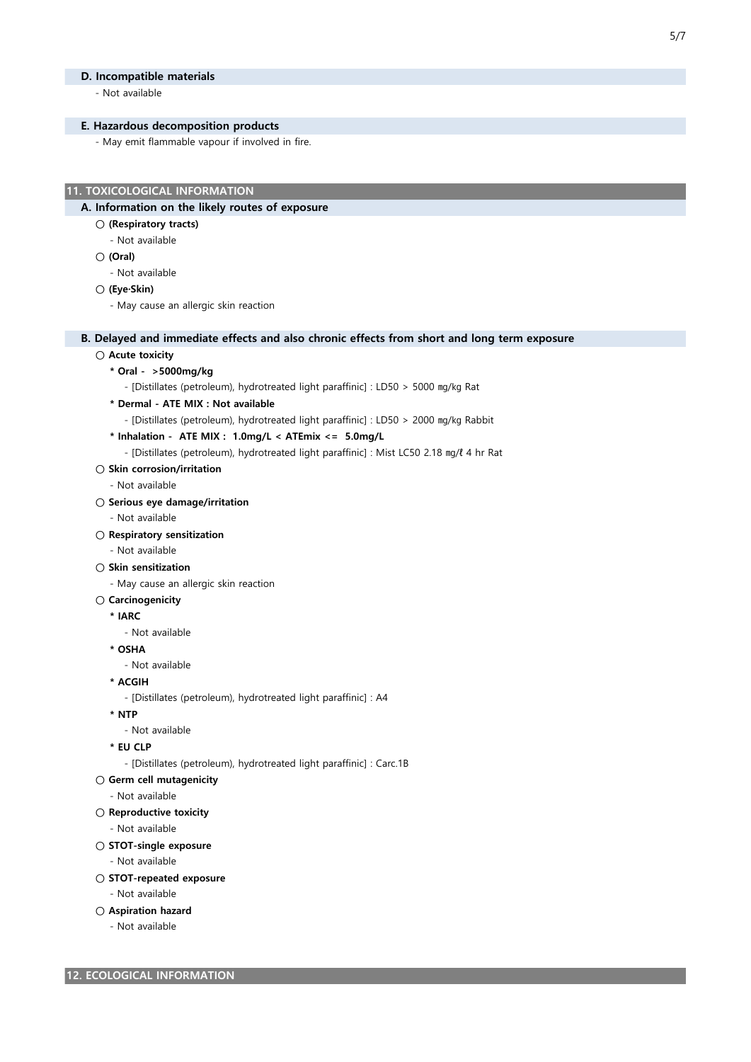### D. Incompatible materials

- Not available

### E. Hazardous decomposition products

- May emit flammable vapour if involved in fire.

## 11. TOXICOLOGICAL INFORMATION

### A. Information on the likely routes of exposure

○ **(Respiratory tracts)**

- Not available

○ **(Oral)**

- Not available

○ **(Eye·Skin)**

- May cause an allergic skin reaction

### B. Delayed and immediate effects and also chronic effects from short and long term exposure

○ **Acute toxicity**

**\* Oral - >5000mg/kg**

- [Distillates (petroleum), hydrotreated light paraffinic] : LD50 > 5000 ㎎/kg Rat

**\* Dermal - ATE MIX : Not available**

- [Distillates (petroleum), hydrotreated light paraffinic] : LD50 > 2000 ㎎/kg Rabbit

**\* Inhalation - ATE MIX : 1.0mg/L < ATEmix <= 5.0mg/L**

- [Distillates (petroleum), hydrotreated light paraffinic] : Mist LC50 2.18 ㎎/ℓ 4 hr Rat

○ **Skin corrosion/irritation**

- Not available

○ **Serious eye damage/irritation**

- Not available

○ **Respiratory sensitization**

- Not available

○ **Skin sensitization**

- May cause an allergic skin reaction

○ **Carcinogenicity**

**\* IARC**

- Not available

**\* OSHA**

- Not available

**\* ACGIH**

- [Distillates (petroleum), hydrotreated light paraffinic] : A4

**\* NTP**

- Not available

**\* EU CLP**

- [Distillates (petroleum), hydrotreated light paraffinic] : Carc.1B

○ **Germ cell mutagenicity**

- Not available

○ **Reproductive toxicity**

- Not available

○ **STOT-single exposure**

- Not available

○ **STOT-repeated exposure**

- Not available

○ **Aspiration hazard**

- Not available

## 12. ECOLOGICAL INFORMATION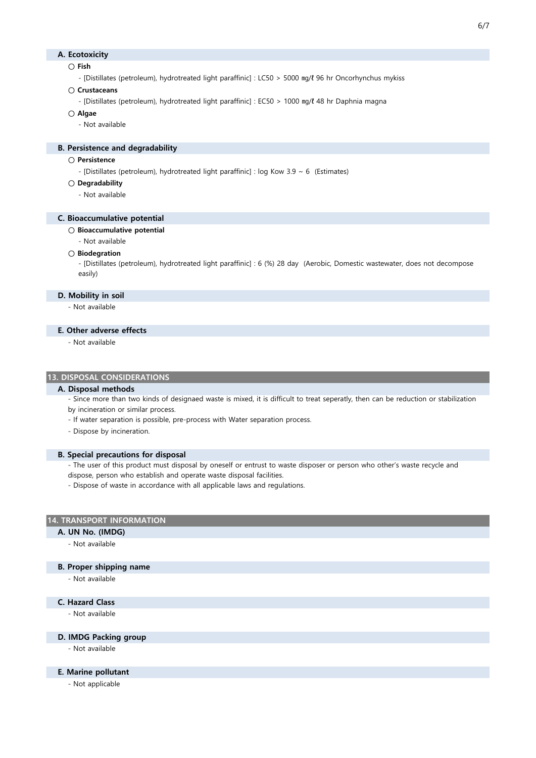### A. Ecotoxicity

○ **Fish**

- [Distillates (petroleum), hydrotreated light paraffinic] : LC50 > 5000 ㎎/ℓ 96 hr Oncorhynchus mykiss

○ **Crustaceans**

- [Distillates (petroleum), hydrotreated light paraffinic] : EC50 > 1000 ㎎/ℓ 48 hr Daphnia magna

○ **Algae**

- Not available

### B. Persistence and degradability

○ **Persistence**

- [Distillates (petroleum), hydrotreated light paraffinic] : log Kow 3.9 ~ 6 (Estimates)

○ **Degradability**

- Not available

### C. Bioaccumulative potential

○ **Bioaccumulative potential**

- Not available

○ **Biodegration**

- [Distillates (petroleum), hydrotreated light paraffinic] : 6 (%) 28 day (Aerobic, Domestic wastewater, does not decompose easily)

### D. Mobility in soil

- Not available

### E. Other adverse effects

- Not available

## 13. DISPOSAL CONSIDERATIONS

### A. Disposal methods

- Since more than two kinds of designaed waste is mixed, it is difficult to treat seperatly, then can be reduction or stabilization by incineration or similar process.
- If water separation is possible, pre-process with Water separation process.
- Dispose by incineration.

### B. Special precautions for disposal

- The user of this product must disposal by oneself or entrust to waste disposer or person who other's waste recycle and dispose, person who establish and operate waste disposal facilities.
- Dispose of waste in accordance with all applicable laws and regulations.

## 14. TRANSPORT INFORMATION

### A. UN No. (IMDG)

- Not available

### B. Proper shipping name

- Not available

### C. Hazard Class

- Not available

### D. IMDG Packing group

- Not available

### E. Marine pollutant

- Not applicable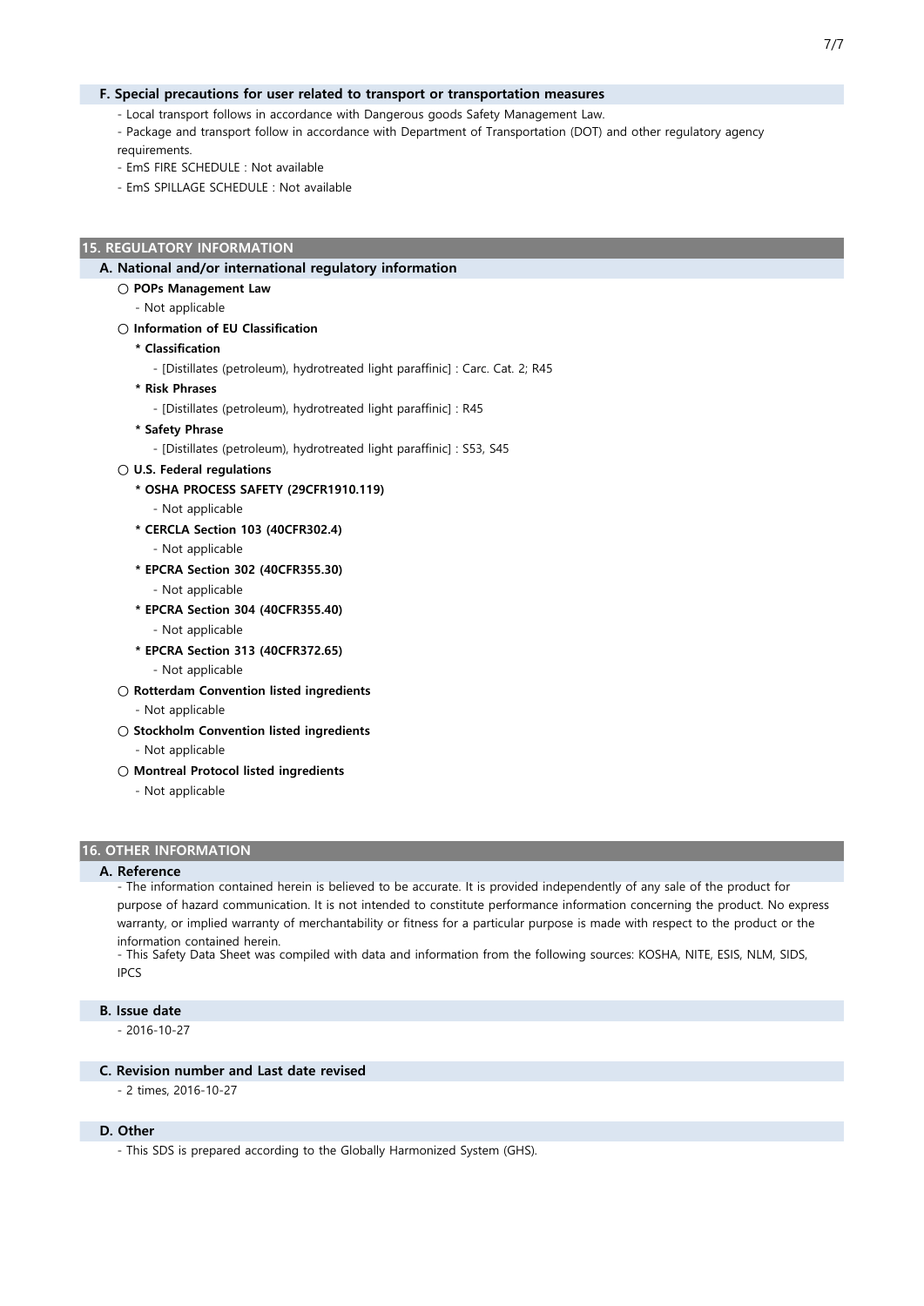### F. Special precautions for user related to transport or transportation measures

- Local transport follows in accordance with Dangerous goods Safety Management Law.
- Package and transport follow in accordance with Department of Transportation (DOT) and other regulatory agency requirements.
- EmS FIRE SCHEDULE : Not available
- EmS SPILLAGE SCHEDULE : Not available

## 15. REGULATORY INFORMATION

### A. National and/or international regulatory information

○ **POPs Management Law**

- Not applicable

○ **Information of EU Classification**

**\* Classification**

- [Distillates (petroleum), hydrotreated light paraffinic] : Carc. Cat. 2; R45

**\* Risk Phrases**

- [Distillates (petroleum), hydrotreated light paraffinic] : R45

**\* Safety Phrase**

- [Distillates (petroleum), hydrotreated light paraffinic] : S53, S45

○ **U.S. Federal regulations**

**\* OSHA PROCESS SAFETY (29CFR1910.119)**

- Not applicable

**\* CERCLA Section 103 (40CFR302.4)**

- Not applicable

**\* EPCRA Section 302 (40CFR355.30)**

- Not applicable

**\* EPCRA Section 304 (40CFR355.40)**

- Not applicable

**\* EPCRA Section 313 (40CFR372.65)**

- Not applicable

○ **Rotterdam Convention listed ingredients**

- Not applicable

○ **Stockholm Convention listed ingredients**

- Not applicable

○ **Montreal Protocol listed ingredients**

- Not applicable

## 16. OTHER INFORMATION

### A. Reference

- The information contained herein is believed to be accurate. It is provided independently of any sale of the product for purpose of hazard communication. It is not intended to constitute performance information concerning the product. No express warranty, or implied warranty of merchantability or fitness for a particular purpose is made with respect to the product or the information contained herein.
- This Safety Data Sheet was compiled with data and information from the following sources: KOSHA, NITE, ESIS, NLM, SIDS, IPCS

### B. Issue date

- 2016-10-27

### C. Revision number and Last date revised

- 2 times, 2016-10-27

### D. Other

- This SDS is prepared according to the Globally Harmonized System (GHS).